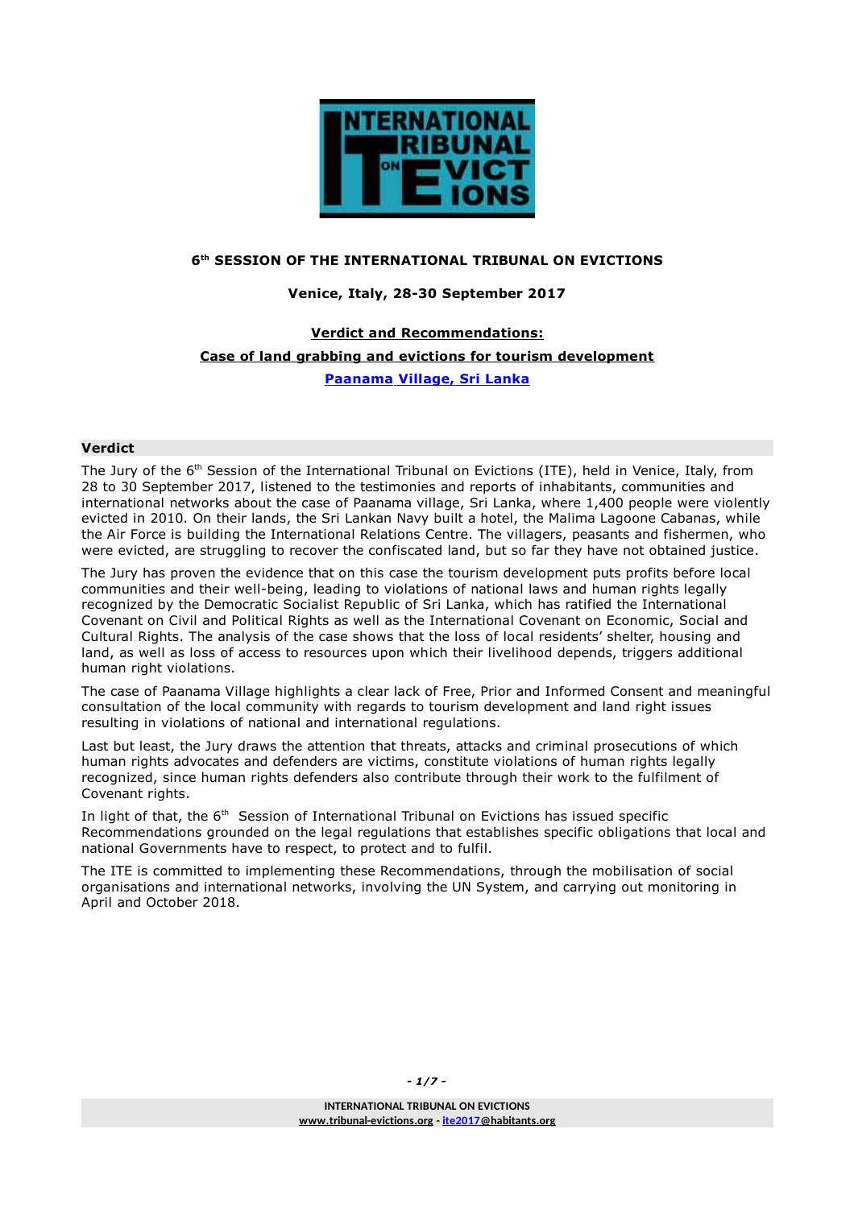# 6th SESSION OF THE INTERNATIONAL TRIBUNAL ON EVICTIONS

**Venice, Italy, 28-30 September 2017**

**Verdict and Recommendations:**

**Case of land grabbing and evictions for tourism development**

**Paanama Village, Sri Lanka**

## Verdict

The Jury of the 6th Session of the International Tribunal on Evictions (ITE), held in Venice, Italy, from 28 to 30 September 2017, listened to the testimonies and reports of inhabitants, communities and international networks about the case of Paanama village, Sri Lanka, where 1,400 people were violently evicted in 2010. On their lands, the Sri Lankan Navy built a hotel, the Malima Lagoone Cabanas, while the Air Force is building the International Relations Centre. The villagers, peasants and fishermen, who were evicted, are struggling to recover the confiscated land, but so far they have not obtained justice.

The Jury has proven the evidence that on this case the tourism development puts profits before local communities and their well-being, leading to violations of national laws and human rights legally recognized by the Democratic Socialist Republic of Sri Lanka, which has ratified the International Covenant on Civil and Political Rights as well as the International Covenant on Economic, Social and Cultural Rights. The analysis of the case shows that the loss of local residents' shelter, housing and land, as well as loss of access to resources upon which their livelihood depends, triggers additional human right violations.

The case of Paanama Village highlights a clear lack of Free, Prior and Informed Consent and meaningful consultation of the local community with regards to tourism development and land right issues resulting in violations of national and international regulations.

Last but least, the Jury draws the attention that threats, attacks and criminal prosecutions of which human rights advocates and defenders are victims, constitute violations of human rights legally recognized, since human rights defenders also contribute through their work to the fulfilment of Covenant rights.

In light of that, the 6th Session of International Tribunal on Evictions has issued specific Recommendations grounded on the legal regulations that establishes specific obligations that local and national Governments have to respect, to protect and to fulfil.

The ITE is committed to implementing these Recommendations, through the mobilisation of social organisations and international networks, involving the UN System, and carrying out monitoring in April and October 2018.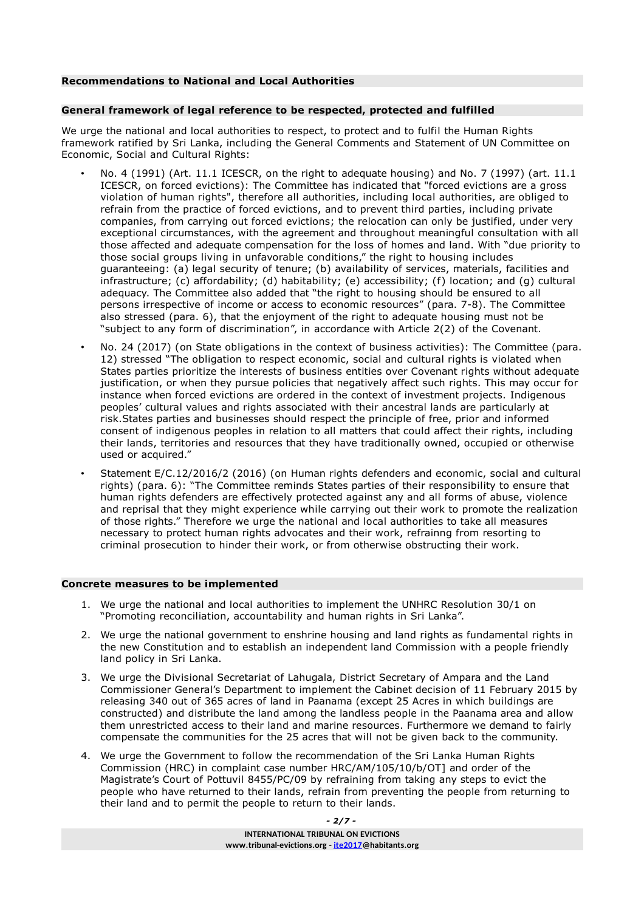## Recommendations to National and Local Authorities

### General framework of legal reference to be respected, protected and fulfilled

We urge the national and local authorities to respect, to protect and to fulfil the Human Rights framework ratified by Sri Lanka, including the General Comments and Statement of UN Committee on Economic, Social and Cultural Rights:

- No. 4 (1991) (Art. 11.1 ICESCR, on the right to adequate housing) and No. 7 (1997) (art. 11.1 ICESCR, on forced evictions): The Committee has indicated that "forced evictions are a gross violation of human rights", therefore all authorities, including local authorities, are obliged to refrain from the practice of forced evictions, and to prevent third parties, including private companies, from carrying out forced evictions; the relocation can only be justified, under very exceptional circumstances, with the agreement and throughout meaningful consultation with all those affected and adequate compensation for the loss of homes and land. With "due priority to those social groups living in unfavorable conditions," the right to housing includes guaranteeing: (a) legal security of tenure; (b) availability of services, materials, facilities and infrastructure; (c) affordability; (d) habitability; (e) accessibility; (f) location; and (g) cultural adequacy. The Committee also added that "the right to housing should be ensured to all persons irrespective of income or access to economic resources" (para. 7-8). The Committee also stressed (para. 6), that the enjoyment of the right to adequate housing must not be "subject to any form of discrimination", in accordance with Article 2(2) of the Covenant.
- No. 24 (2017) (on State obligations in the context of business activities): The Committee (para. 12) stressed "The obligation to respect economic, social and cultural rights is violated when States parties prioritize the interests of business entities over Covenant rights without adequate justification, or when they pursue policies that negatively affect such rights. This may occur for instance when forced evictions are ordered in the context of investment projects. Indigenous peoples' cultural values and rights associated with their ancestral lands are particularly at risk.States parties and businesses should respect the principle of free, prior and informed consent of indigenous peoples in relation to all matters that could affect their rights, including their lands, territories and resources that they have traditionally owned, occupied or otherwise used or acquired."
- Statement E/C.12/2016/2 (2016) (on Human rights defenders and economic, social and cultural rights) (para. 6): "The Committee reminds States parties of their responsibility to ensure that human rights defenders are effectively protected against any and all forms of abuse, violence and reprisal that they might experience while carrying out their work to promote the realization of those rights." Therefore we urge the national and local authorities to take all measures necessary to protect human rights advocates and their work, refrainng from resorting to criminal prosecution to hinder their work, or from otherwise obstructing their work.

### Concrete measures to be implemented

1. We urge the national and local authorities to implement the UNHRC Resolution 30/1 on "Promoting reconciliation, accountability and human rights in Sri Lanka".
2. We urge the national government to enshrine housing and land rights as fundamental rights in the new Constitution and to establish an independent land Commission with a people friendly land policy in Sri Lanka.
3. We urge the Divisional Secretariat of Lahugala, District Secretary of Ampara and the Land Commissioner General's Department to implement the Cabinet decision of 11 February 2015 by releasing 340 out of 365 acres of land in Paanama (except 25 Acres in which buildings are constructed) and distribute the land among the landless people in the Paanama area and allow them unrestricted access to their land and marine resources. Furthermore we demand to fairly compensate the communities for the 25 acres that will not be given back to the community.
4. We urge the Government to follow the recommendation of the Sri Lanka Human Rights Commission (HRC) in complaint case number HRC/AM/105/10/b/OT] and order of the Magistrate's Court of Pottuvil 8455/PC/09 by refraining from taking any steps to evict the people who have returned to their lands, refrain from preventing the people from returning to their land and to permit the people to return to their lands.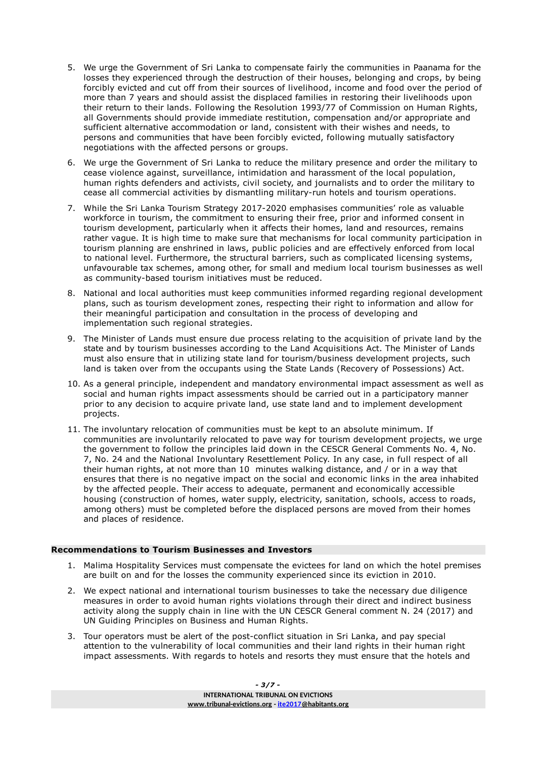5. We urge the Government of Sri Lanka to compensate fairly the communities in Paanama for the losses they experienced through the destruction of their houses, belonging and crops, by being forcibly evicted and cut off from their sources of livelihood, income and food over the period of more than 7 years and should assist the displaced families in restoring their livelihoods upon their return to their lands. Following the Resolution 1993/77 of Commission on Human Rights, all Governments should provide immediate restitution, compensation and/or appropriate and sufficient alternative accommodation or land, consistent with their wishes and needs, to persons and communities that have been forcibly evicted, following mutually satisfactory negotiations with the affected persons or groups.

6. We urge the Government of Sri Lanka to reduce the military presence and order the military to cease violence against, surveillance, intimidation and harassment of the local population, human rights defenders and activists, civil society, and journalists and to order the military to cease all commercial activities by dismantling military-run hotels and tourism operations.

7. While the Sri Lanka Tourism Strategy 2017-2020 emphasises communities' role as valuable workforce in tourism, the commitment to ensuring their free, prior and informed consent in tourism development, particularly when it affects their homes, land and resources, remains rather vague. It is high time to make sure that mechanisms for local community participation in tourism planning are enshrined in laws, public policies and are effectively enforced from local to national level. Furthermore, the structural barriers, such as complicated licensing systems, unfavourable tax schemes, among other, for small and medium local tourism businesses as well as community-based tourism initiatives must be reduced.

8. National and local authorities must keep communities informed regarding regional development plans, such as tourism development zones, respecting their right to information and allow for their meaningful participation and consultation in the process of developing and implementation such regional strategies.

9. The Minister of Lands must ensure due process relating to the acquisition of private land by the state and by tourism businesses according to the Land Acquisitions Act. The Minister of Lands must also ensure that in utilizing state land for tourism/business development projects, such land is taken over from the occupants using the State Lands (Recovery of Possessions) Act.

10. As a general principle, independent and mandatory environmental impact assessment as well as social and human rights impact assessments should be carried out in a participatory manner prior to any decision to acquire private land, use state land and to implement development projects.

11. The involuntary relocation of communities must be kept to an absolute minimum. If communities are involuntarily relocated to pave way for tourism development projects, we urge the government to follow the principles laid down in the CESCR General Comments No. 4, No. 7, No. 24 and the National Involuntary Resettlement Policy. In any case, in full respect of all their human rights, at not more than 10 minutes walking distance, and / or in a way that ensures that there is no negative impact on the social and economic links in the area inhabited by the affected people. Their access to adequate, permanent and economically accessible housing (construction of homes, water supply, electricity, sanitation, schools, access to roads, among others) must be completed before the displaced persons are moved from their homes and places of residence.

### Recommendations to Tourism Businesses and Investors

1. Malima Hospitality Services must compensate the evictees for land on which the hotel premises are built on and for the losses the community experienced since its eviction in 2010.

2. We expect national and international tourism businesses to take the necessary due diligence measures in order to avoid human rights violations through their direct and indirect business activity along the supply chain in line with the UN CESCR General comment N. 24 (2017) and UN Guiding Principles on Business and Human Rights.

3. Tour operators must be alert of the post-conflict situation in Sri Lanka, and pay special attention to the vulnerability of local communities and their land rights in their human right impact assessments. With regards to hotels and resorts they must ensure that the hotels and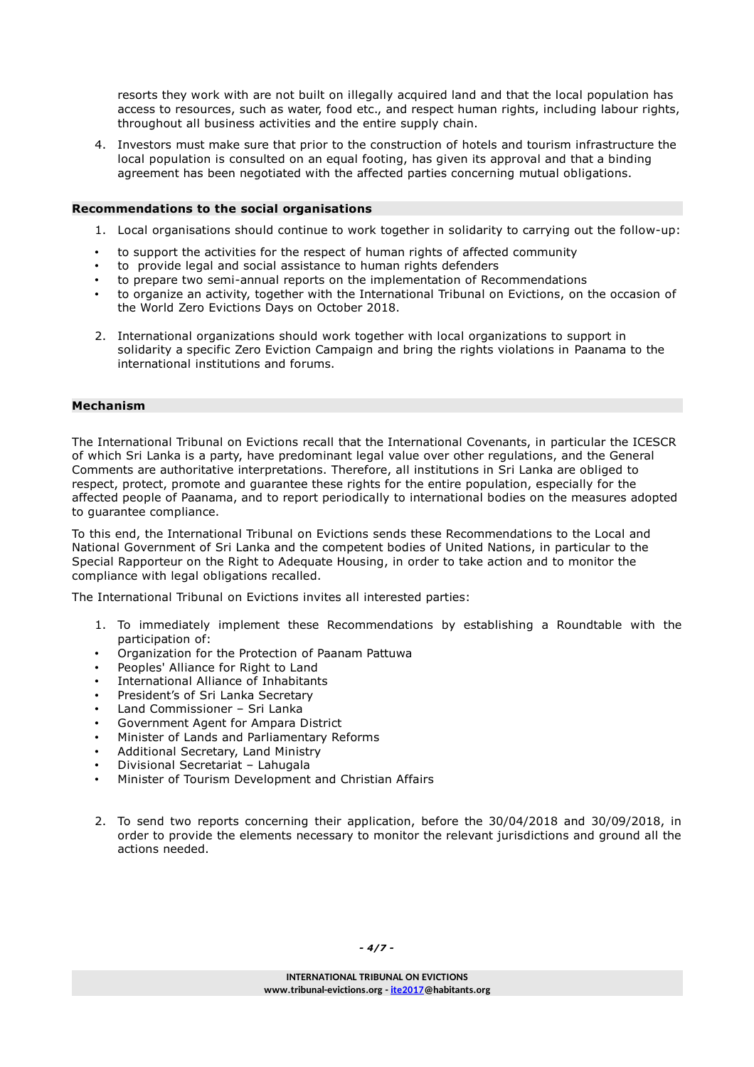resorts they work with are not built on illegally acquired land and that the local population has access to resources, such as water, food etc., and respect human rights, including labour rights, throughout all business activities and the entire supply chain.

4. Investors must make sure that prior to the construction of hotels and tourism infrastructure the local population is consulted on an equal footing, has given its approval and that a binding agreement has been negotiated with the affected parties concerning mutual obligations.

### Recommendations to the social organisations

1. Local organisations should continue to work together in solidarity to carrying out the follow-up:

- to support the activities for the respect of human rights of affected community
- to provide legal and social assistance to human rights defenders
- to prepare two semi-annual reports on the implementation of Recommendations
- to organize an activity, together with the International Tribunal on Evictions, on the occasion of the World Zero Evictions Days on October 2018.

2. International organizations should work together with local organizations to support in solidarity a specific Zero Eviction Campaign and bring the rights violations in Paanama to the international institutions and forums.

### Mechanism

The International Tribunal on Evictions recall that the International Covenants, in particular the ICESCR of which Sri Lanka is a party, have predominant legal value over other regulations, and the General Comments are authoritative interpretations. Therefore, all institutions in Sri Lanka are obliged to respect, protect, promote and guarantee these rights for the entire population, especially for the affected people of Paanama, and to report periodically to international bodies on the measures adopted to guarantee compliance.

To this end, the International Tribunal on Evictions sends these Recommendations to the Local and National Government of Sri Lanka and the competent bodies of United Nations, in particular to the Special Rapporteur on the Right to Adequate Housing, in order to take action and to monitor the compliance with legal obligations recalled.

The International Tribunal on Evictions invites all interested parties:

1. To immediately implement these Recommendations by establishing a Roundtable with the participation of:

- Organization for the Protection of Paanam Pattuwa
- Peoples' Alliance for Right to Land
- International Alliance of Inhabitants
- President's of Sri Lanka Secretary
- Land Commissioner – Sri Lanka
- Government Agent for Ampara District
- Minister of Lands and Parliamentary Reforms
- Additional Secretary, Land Ministry
- Divisional Secretariat – Lahugala
- Minister of Tourism Development and Christian Affairs

2. To send two reports concerning their application, before the 30/04/2018 and 30/09/2018, in order to provide the elements necessary to monitor the relevant jurisdictions and ground all the actions needed.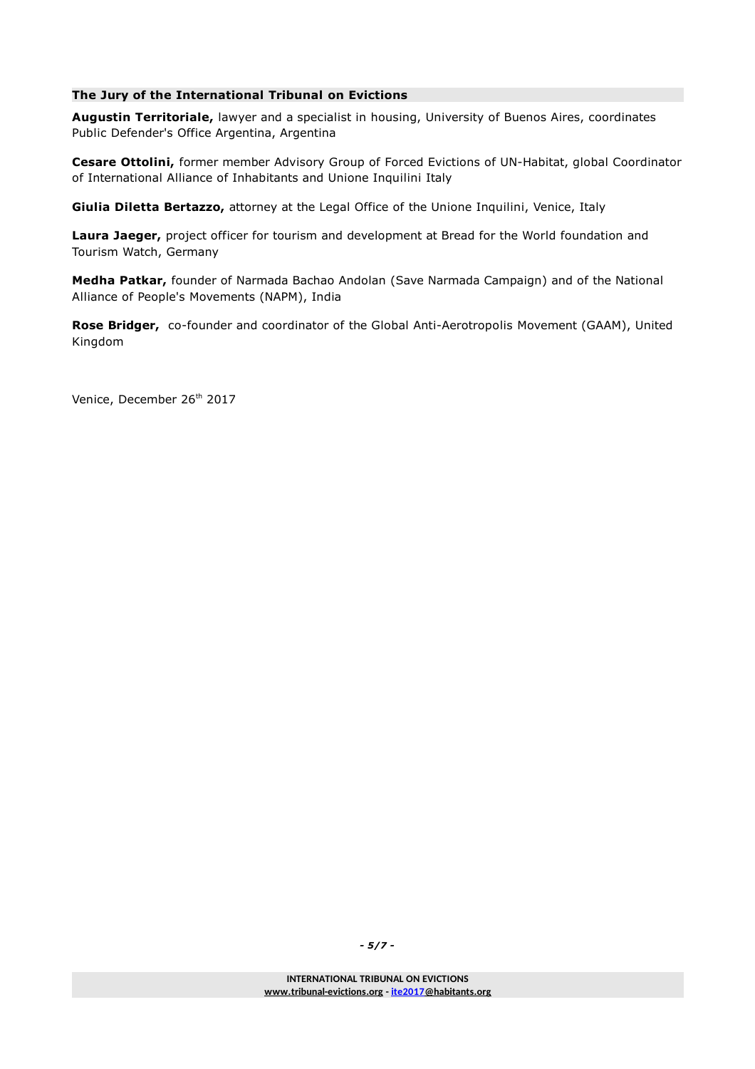### The Jury of the International Tribunal on Evictions

**Augustin Territoriale,** lawyer and a specialist in housing, University of Buenos Aires, coordinates Public Defender's Office Argentina, Argentina

**Cesare Ottolini,** former member Advisory Group of Forced Evictions of UN-Habitat, global Coordinator of International Alliance of Inhabitants and Unione Inquilini Italy

**Giulia Diletta Bertazzo,** attorney at the Legal Office of the Unione Inquilini, Venice, Italy

**Laura Jaeger,** project officer for tourism and development at Bread for the World foundation and Tourism Watch, Germany

**Medha Patkar,** founder of Narmada Bachao Andolan (Save Narmada Campaign) and of the National Alliance of People's Movements (NAPM), India

**Rose Bridger,** co-founder and coordinator of the Global Anti-Aerotropolis Movement (GAAM), United Kingdom

Venice, December 26th 2017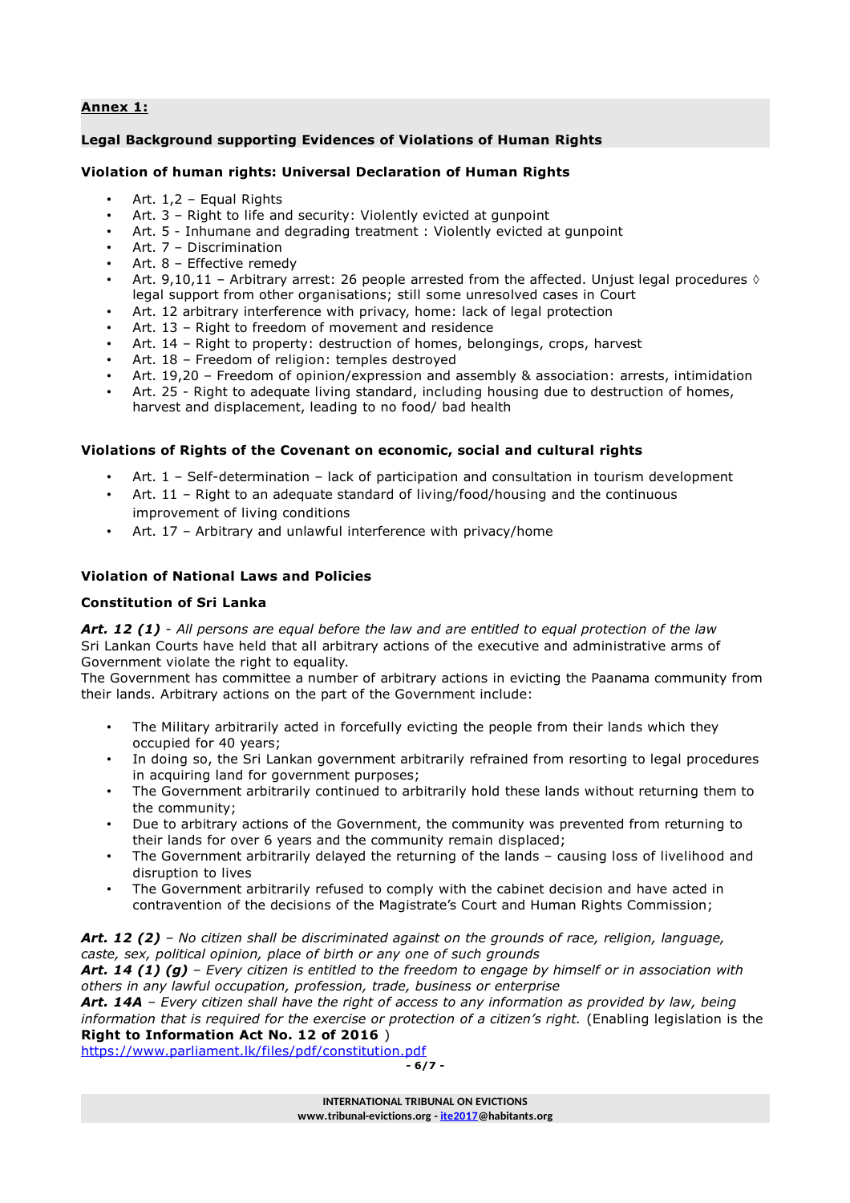**Annex 1:**

**Legal Background supporting Evidences of Violations of Human Rights**

**Violation of human rights: Universal Declaration of Human Rights**

- Art. 1,2 – Equal Rights
- Art. 3 – Right to life and security: Violently evicted at gunpoint
- Art. 5 - Inhumane and degrading treatment : Violently evicted at gunpoint
- Art. 7 – Discrimination
- Art. 8 – Effective remedy
- Art. 9,10,11 – Arbitrary arrest: 26 people arrested from the affected. Unjust legal procedures ◊ legal support from other organisations; still some unresolved cases in Court
- Art. 12 arbitrary interference with privacy, home: lack of legal protection
- Art. 13 – Right to freedom of movement and residence
- Art. 14 – Right to property: destruction of homes, belongings, crops, harvest
- Art. 18 – Freedom of religion: temples destroyed
- Art. 19,20 – Freedom of opinion/expression and assembly & association: arrests, intimidation
- Art. 25 - Right to adequate living standard, including housing due to destruction of homes, harvest and displacement, leading to no food/ bad health

**Violations of Rights of the Covenant on economic, social and cultural rights**

- Art. 1 – Self-determination – lack of participation and consultation in tourism development
- Art. 11 – Right to an adequate standard of living/food/housing and the continuous improvement of living conditions
- Art. 17 – Arbitrary and unlawful interference with privacy/home

**Violation of National Laws and Policies**

**Constitution of Sri Lanka**

***Art. 12 (1)*** *- All persons are equal before the law and are entitled to equal protection of the law*
Sri Lankan Courts have held that all arbitrary actions of the executive and administrative arms of Government violate the right to equality.
The Government has committee a number of arbitrary actions in evicting the Paanama community from their lands. Arbitrary actions on the part of the Government include:

- The Military arbitrarily acted in forcefully evicting the people from their lands which they occupied for 40 years;
- In doing so, the Sri Lankan government arbitrarily refrained from resorting to legal procedures in acquiring land for government purposes;
- The Government arbitrarily continued to arbitrarily hold these lands without returning them to the community;
- Due to arbitrary actions of the Government, the community was prevented from returning to their lands for over 6 years and the community remain displaced;
- The Government arbitrarily delayed the returning of the lands – causing loss of livelihood and disruption to lives
- The Government arbitrarily refused to comply with the cabinet decision and have acted in contravention of the decisions of the Magistrate's Court and Human Rights Commission;

***Art. 12 (2)*** *– No citizen shall be discriminated against on the grounds of race, religion, language, caste, sex, political opinion, place of birth or any one of such grounds*
***Art. 14 (1) (g)*** *– Every citizen is entitled to the freedom to engage by himself or in association with others in any lawful occupation, profession, trade, business or enterprise*
***Art. 14A*** *– Every citizen shall have the right of access to any information as provided by law, being information that is required for the exercise or protection of a citizen's right.* (Enabling legislation is the **Right to Information Act No. 12 of 2016** )
https://www.parliament.lk/files/pdf/constitution.pdf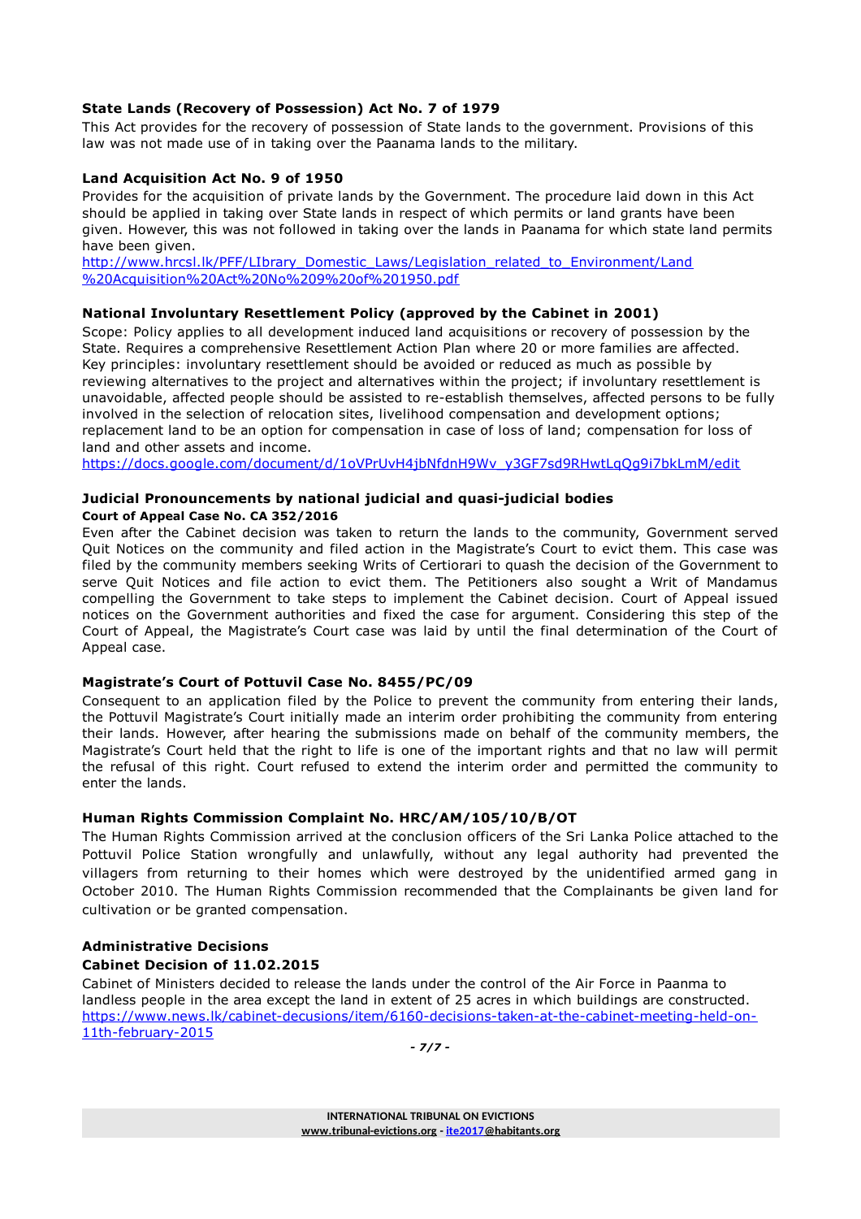### State Lands (Recovery of Possession) Act No. 7 of 1979

This Act provides for the recovery of possession of State lands to the government. Provisions of this law was not made use of in taking over the Paanama lands to the military.

### Land Acquisition Act No. 9 of 1950

Provides for the acquisition of private lands by the Government. The procedure laid down in this Act should be applied in taking over State lands in respect of which permits or land grants have been given. However, this was not followed in taking over the lands in Paanama for which state land permits have been given.
http://www.hrcsl.lk/PFF/LIbrary_Domestic_Laws/Legislation_related_to_Environment/Land%20Acquisition%20Act%20No%209%20of%201950.pdf

### National Involuntary Resettlement Policy (approved by the Cabinet in 2001)

Scope: Policy applies to all development induced land acquisitions or recovery of possession by the State. Requires a comprehensive Resettlement Action Plan where 20 or more families are affected. Key principles: involuntary resettlement should be avoided or reduced as much as possible by reviewing alternatives to the project and alternatives within the project; if involuntary resettlement is unavoidable, affected people should be assisted to re-establish themselves, affected persons to be fully involved in the selection of relocation sites, livelihood compensation and development options; replacement land to be an option for compensation in case of loss of land; compensation for loss of land and other assets and income.
https://docs.google.com/document/d/1oVPrUvH4jbNfdnH9Wv_y3GF7sd9RHwtLqQg9i7bkLmM/edit

### Judicial Pronouncements by national judicial and quasi-judicial bodies

#### Court of Appeal Case No. CA 352/2016

Even after the Cabinet decision was taken to return the lands to the community, Government served Quit Notices on the community and filed action in the Magistrate's Court to evict them. This case was filed by the community members seeking Writs of Certiorari to quash the decision of the Government to serve Quit Notices and file action to evict them. The Petitioners also sought a Writ of Mandamus compelling the Government to take steps to implement the Cabinet decision. Court of Appeal issued notices on the Government authorities and fixed the case for argument. Considering this step of the Court of Appeal, the Magistrate's Court case was laid by until the final determination of the Court of Appeal case.

### Magistrate's Court of Pottuvil Case No. 8455/PC/09

Consequent to an application filed by the Police to prevent the community from entering their lands, the Pottuvil Magistrate's Court initially made an interim order prohibiting the community from entering their lands. However, after hearing the submissions made on behalf of the community members, the Magistrate's Court held that the right to life is one of the important rights and that no law will permit the refusal of this right. Court refused to extend the interim order and permitted the community to enter the lands.

### Human Rights Commission Complaint No. HRC/AM/105/10/B/OT

The Human Rights Commission arrived at the conclusion officers of the Sri Lanka Police attached to the Pottuvil Police Station wrongfully and unlawfully, without any legal authority had prevented the villagers from returning to their homes which were destroyed by the unidentified armed gang in October 2010. The Human Rights Commission recommended that the Complainants be given land for cultivation or be granted compensation.

### Administrative Decisions

#### Cabinet Decision of 11.02.2015

Cabinet of Ministers decided to release the lands under the control of the Air Force in Paanma to landless people in the area except the land in extent of 25 acres in which buildings are constructed.
https://www.news.lk/cabinet-decusions/item/6160-decisions-taken-at-the-cabinet-meeting-held-on-11th-february-2015